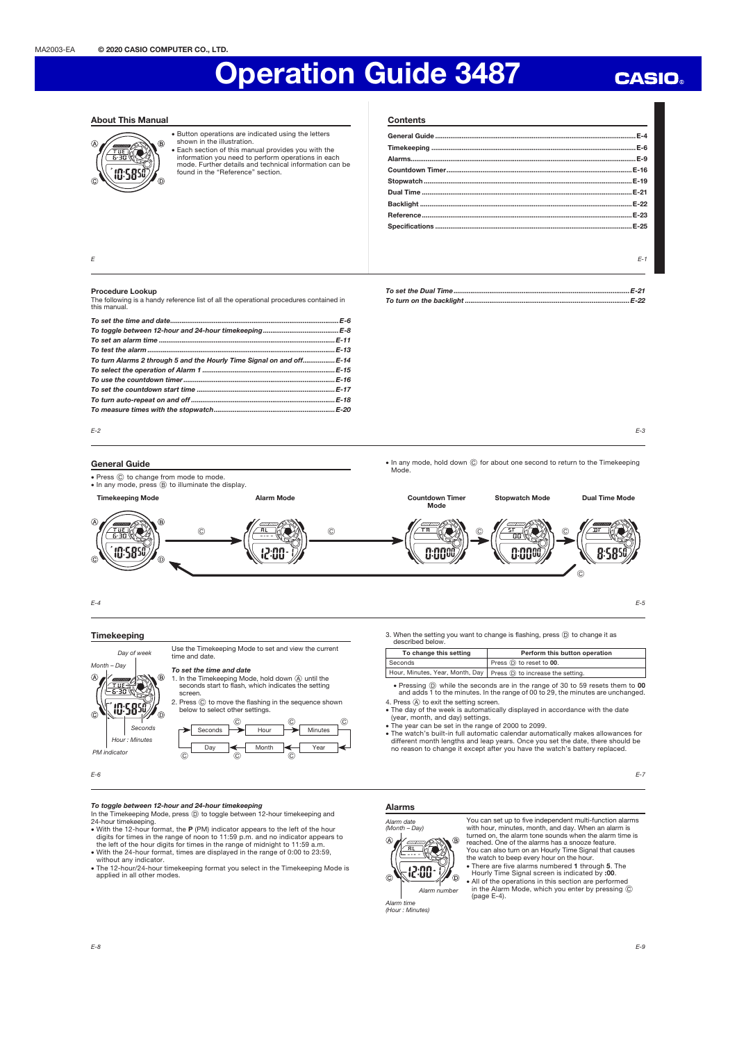MA2003-EA © 2020 CASIO COMPUTER CO., LTD.

# Operation Guide 3487

CASIO

## About This Manual

- Button operations are indicated using the letters shown in the illustration.
- Each section of this manual provides you with the information you need to perform operations in each mode. Further details and technical information can be found in the "Reference" section.

## Contents

| | |
|---|---|
| General Guide | E-4 |
| Timekeeping | E-6 |
| Alarms | E-9 |
| Countdown Timer | E-16 |
| Stopwatch | E-19 |
| Dual Time | E-21 |
| Backlight | E-22 |
| Reference | E-23 |
| Specifications | E-25 |

## Procedure Lookup

The following is a handy reference list of all the operational procedures contained in this manual.

| | |
|---|---|
| *To set the time and date* | *E-6* |
| *To toggle between 12-hour and 24-hour timekeeping* | *E-8* |
| *To set an alarm time* | *E-11* |
| *To test the alarm* | *E-13* |
| *To turn Alarms 2 through 5 and the Hourly Time Signal on and off* | *E-14* |
| *To select the operation of Alarm 1* | *E-15* |
| *To use the countdown timer* | *E-16* |
| *To set the countdown start time* | *E-17* |
| *To turn auto-repeat on and off* | *E-18* |
| *To measure times with the stopwatch* | *E-20* |
| *To set the Dual Time* | *E-21* |
| *To turn on the backlight* | *E-22* |

## General Guide

- Press Ⓒ to change from mode to mode.
- In any mode, press Ⓑ to illuminate the display.
- In any mode, hold down Ⓒ for about one second to return to the Timekeeping Mode.

Timekeeping Mode → Ⓒ → Alarm Mode → Ⓒ → Countdown Timer Mode → Ⓒ → Stopwatch Mode → Ⓒ → Dual Time Mode → Ⓒ → Timekeeping Mode

## Timekeeping

Use the Timekeeping Mode to set and view the current time and date.

Day of week; Month – Day; Seconds; Hour : Minutes; PM indicator

### *To set the time and date*

1. In the Timekeeping Mode, hold down Ⓐ until the seconds start to flash, which indicates the setting screen.
2. Press Ⓒ to move the flashing in the sequence shown below to select other settings.

Seconds → Hour → Minutes → Year → Month → Day → Seconds (press Ⓒ to advance)

3. When the setting you want to change is flashing, press Ⓓ to change it as described below.

| To change this setting | Perform this button operation |
|---|---|
| Seconds | Press Ⓓ to reset to **00**. |
| Hour, Minutes, Year, Month, Day | Press Ⓓ to increase the setting. |

- Pressing Ⓓ while the seconds are in the range of 30 to 59 resets them to **00** and adds 1 to the minutes. In the range of 00 to 29, the minutes are unchanged.

4. Press Ⓐ to exit the setting screen.

- The day of the week is automatically displayed in accordance with the date (year, month, and day) settings.
- The year can be set in the range of 2000 to 2099.
- The watch's built-in full automatic calendar automatically makes allowances for different month lengths and leap years. Once you set the date, there should be no reason to change it except after you have the watch's battery replaced.

### *To toggle between 12-hour and 24-hour timekeeping*

In the Timekeeping Mode, press Ⓓ to toggle between 12-hour timekeeping and 24-hour timekeeping.

- With the 12-hour format, the **P** (PM) indicator appears to the left of the hour digits for times in the range of noon to 11:59 p.m. and no indicator appears to the left of the hour digits for times in the range of midnight to 11:59 a.m.
- With the 24-hour format, times are displayed in the range of 0:00 to 23:59, without any indicator.
- The 12-hour/24-hour timekeeping format you select in the Timekeeping Mode is applied in all other modes.

## Alarms

Alarm date (Month – Day); Alarm number; Alarm time (Hour : Minutes)

You can set up to five independent multi-function alarms with hour, minutes, month, and day. When an alarm is turned on, the alarm tone sounds when the alarm time is reached. One of the alarms has a snooze feature. You can also turn on an Hourly Time Signal that causes the watch to beep every hour on the hour.

- There are five alarms numbered **1** through **5**. The Hourly Time Signal screen is indicated by **:00**.
- All of the operations in this section are performed in the Alarm Mode, which you enter by pressing Ⓒ (page E-4).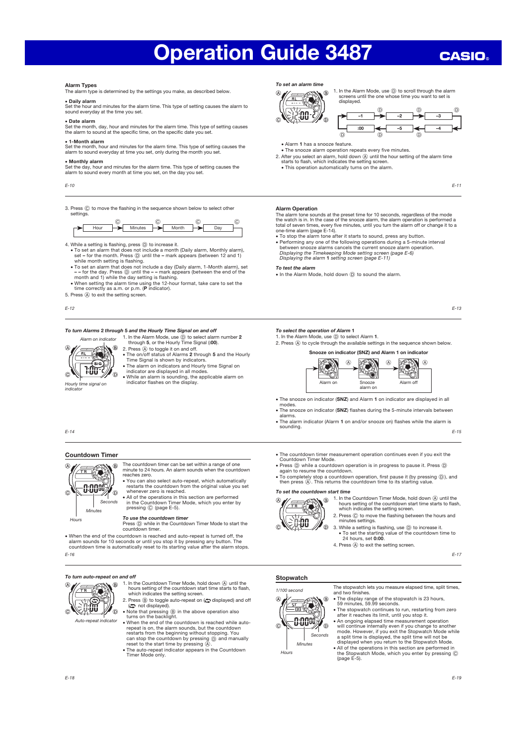# Operation Guide 3487

## Alarm Types

The alarm type is determined by the settings you make, as described below.

- **Daily alarm**
  Set the hour and minutes for the alarm time. This type of setting causes the alarm to sound everyday at the time you set.
- **Date alarm**
  Set the month, day, hour and minutes for the alarm time. This type of setting causes the alarm to sound at the specific time, on the specific date you set.
- **1-Month alarm**
  Set the month, hour and minutes for the alarm time. This type of setting causes the alarm to sound everyday at time you set, only during the month you set.
- **Monthly alarm**
  Set the day, hour and minutes for the alarm time. This type of setting causes the alarm to sound every month at time you set, on the day you set.

***To set an alarm time***

1. In the Alarm Mode, use Ⓓ to scroll through the alarm screens until the one whose time you want to set is displayed.

   –1 → –2 → –3 → –4 → –5 → :00 → –1 (Ⓓ)

   - Alarm **1** has a snooze feature.
   - The snooze alarm operation repeats every five minutes.

2. After you select an alarm, hold down Ⓐ until the hour setting of the alarm time starts to flash, which indicates the setting screen.
   - This operation automatically turns on the alarm.

3. Press Ⓒ to move the flashing in the sequence shown below to select other settings.

   Hour → Minutes → Month → Day → Hour (Ⓒ)

4. While a setting is flashing, press Ⓓ to increase it.
   - To set an alarm that does not include a month (Daily alarm, Monthly alarm), set **–** for the month. Press Ⓓ until the **–** mark appears (between 12 and 1) while month setting is flashing.
   - To set an alarm that does not include a day (Daily alarm, 1-Month alarm), set **– –** for the day. Press Ⓓ until the **– –** mark appears (between the end of the month and 1) while the day setting is flashing.
   - When setting the alarm time using the 12-hour format, take care to set the time correctly as a.m. or p.m. (**P** indicator).

5. Press Ⓐ to exit the setting screen.

## Alarm Operation

The alarm tone sounds at the preset time for 10 seconds, regardless of the mode the watch is in. In the case of the snooze alarm, the alarm operation is performed a total of seven times, every five minutes, until you turn the alarm off or change it to a one-time alarm (page E-14).

- To stop the alarm tone after it starts to sound, press any button.
- Performing any one of the following operations during a 5-minute interval between snooze alarms cancels the current snooze alarm operation.
  *Displaying the Timekeeping Mode setting screen (page E-6)*
  *Displaying the alarm* **1** *setting screen (page E-11)*

***To test the alarm***

- In the Alarm Mode, hold down Ⓓ to sound the alarm.

***To turn Alarms 2 through 5 and the Hourly Time Signal on and off***

Alarm on indicator

Hourly time signal on indicator

1. In the Alarm Mode, use Ⓓ to select alarm number **2** through **5**, or the Hourly Time Signal (**:00**).
2. Press Ⓐ to toggle it on and off.
   - The on/off status of Alarms **2** through **5** and the Hourly Time Signal is shown by indicators.
   - The alarm on indicators and Hourly time Signal on indicator are displayed in all modes.
   - While an alarm is sounding, the applicable alarm on indicator flashes on the display.

***To select the operation of Alarm 1***

1. In the Alarm Mode, use Ⓓ to select Alarm **1**.
2. Press Ⓐ to cycle through the available settings in the sequence shown below.

**Snooze on indicator (SNZ) and Alarm 1 on indicator**

Alarm on → Snooze alarm on → Alarm off → Alarm on (Ⓐ)

- The snooze on indicator (**SNZ**) and Alarm **1** on indicator are displayed in all modes.
- The snooze on indicator (**SNZ**) flashes during the 5-minute intervals between alarms.
- The alarm indicator (Alarm **1** on and/or snooze on) flashes while the alarm is sounding.

## Countdown Timer

Hours / Minutes / Seconds

The countdown timer can be set within a range of one minute to 24 hours. An alarm sounds when the countdown reaches zero.

- You can also select auto-repeat, which automatically restarts the countdown from the original value you set whenever zero is reached.
- All of the operations in this section are performed in the Countdown Timer Mode, which you enter by pressing Ⓒ (page E-5).

***To use the countdown timer***

Press Ⓓ while in the Countdown Timer Mode to start the countdown timer.

- When the end of the countdown is reached and auto-repeat is turned off, the alarm sounds for 10 seconds or until you stop it by pressing any button. The countdown time is automatically reset to its starting value after the alarm stops.
- The countdown timer measurement operation continues even if you exit the Countdown Timer Mode.
- Press Ⓓ while a countdown operation is in progress to pause it. Press Ⓓ again to resume the countdown.
- To completely stop a countdown operation, first pause it (by pressing Ⓓ), and then press Ⓐ. This returns the countdown time to its starting value.

***To set the countdown start time***

1. In the Countdown Timer Mode, hold down Ⓐ until the hours setting of the countdown start time starts to flash, which indicates the setting screen.
2. Press Ⓒ to move the flashing between the hours and minutes settings.
3. While a setting is flashing, use Ⓓ to increase it.
   - To set the starting value of the countdown time to 24 hours, set **0:00**.
4. Press Ⓐ to exit the setting screen.

***To turn auto-repeat on and off***

Auto-repeat indicator

1. In the Countdown Timer Mode, hold down Ⓐ until the hours setting of the countdown start time starts to flash, which indicates the setting screen.
2. Press Ⓑ to toggle auto-repeat on (auto-repeat indicator displayed) and off (auto-repeat indicator not displayed).
   - Note that pressing Ⓑ in the above operation also turns on the backlight.
   - When the end of the countdown is reached while auto-repeat is on, the alarm sounds, but the countdown restarts from the beginning without stopping. You can stop the countdown by pressing Ⓓ and manually reset to the start time by pressing Ⓐ.
   - The auto-repeat indicator appears in the Countdown Timer Mode only.

## Stopwatch

1/100 second / Hours / Minutes / Seconds

The stopwatch lets you measure elapsed time, split times, and two finishes.

- The display range of the stopwatch is 23 hours, 59 minutes, 59.99 seconds.
- The stopwatch continues to run, restarting from zero after it reaches its limit, until you stop it.
- An ongoing elapsed time measurement operation will continue internally even if you change to another mode. However, if you exit the Stopwatch Mode while a split time is displayed, the split time will not be displayed when you return to the Stopwatch Mode.
- All of the operations in this section are performed in the Stopwatch Mode, which you enter by pressing Ⓒ (page E-5).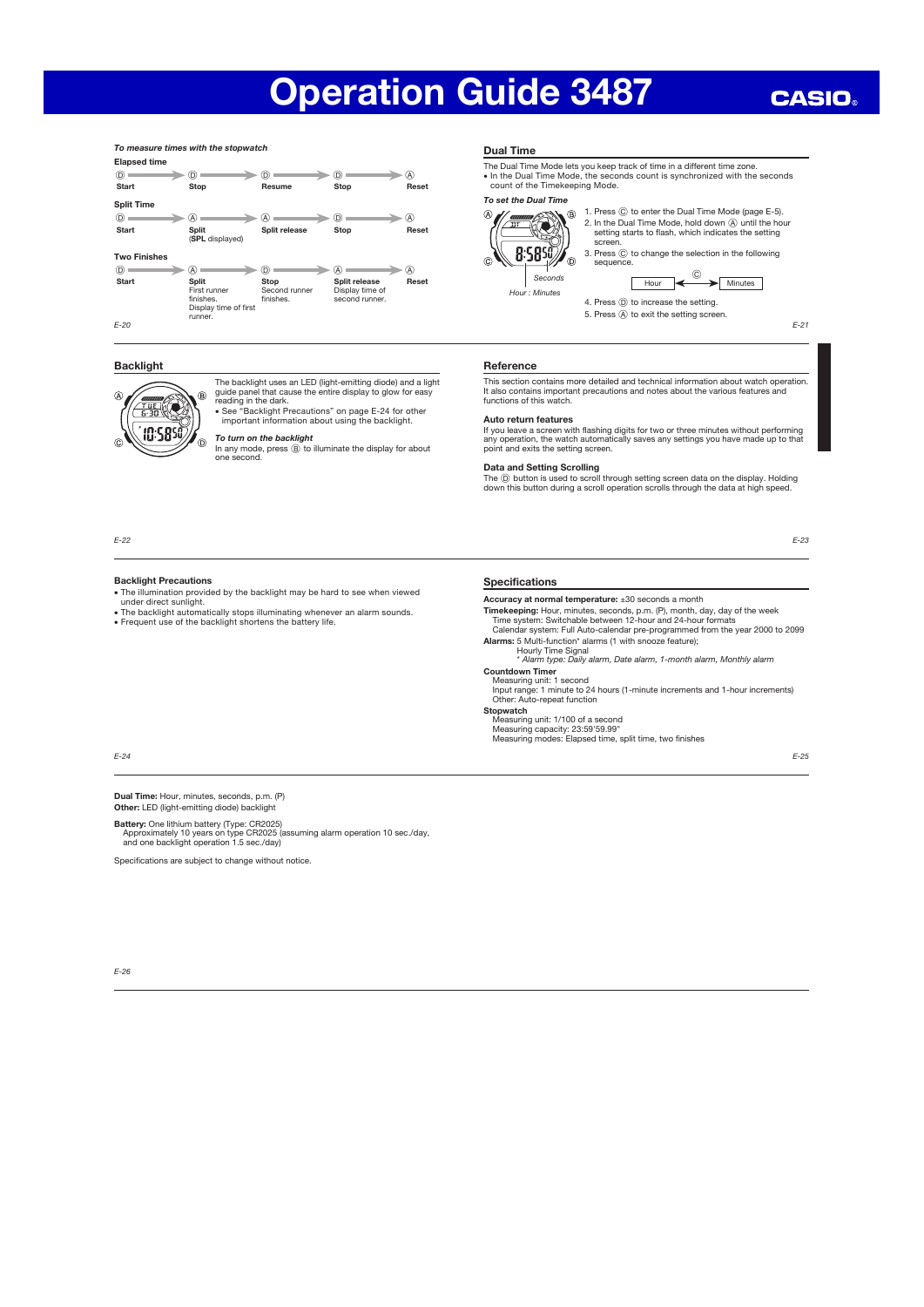# Operation Guide 3487

*To measure times with the stopwatch*

**Elapsed time**

| Ⓓ | Ⓓ | Ⓓ | Ⓓ | Ⓐ |
|---|---|---|---|---|
| **Start** | **Stop** | **Resume** | **Stop** | **Reset** |

**Split Time**

| Ⓓ | Ⓐ | Ⓐ | Ⓓ | Ⓐ |
|---|---|---|---|---|
| **Start** | **Split** (**SPL** displayed) | **Split release** | **Stop** | **Reset** |

**Two Finishes**

| Ⓓ | Ⓐ | Ⓓ | Ⓐ | Ⓐ |
|---|---|---|---|---|
| **Start** | **Split** First runner finishes. Display time of first runner. | **Stop** Second runner finishes. | **Split release** Display time of second runner. | **Reset** |

## Dual Time

The Dual Time Mode lets you keep track of time in a different time zone.
- In the Dual Time Mode, the seconds count is synchronized with the seconds count of the Timekeeping Mode.

*To set the Dual Time*

Seconds
Hour : Minutes

1. Press Ⓒ to enter the Dual Time Mode (page E-5).
2. In the Dual Time Mode, hold down Ⓐ until the hour setting starts to flash, which indicates the setting screen.
3. Press Ⓒ to change the selection in the following sequence.

Hour ◄─ Ⓒ ─► Minutes

4. Press Ⓓ to increase the setting.
5. Press Ⓐ to exit the setting screen.

## Backlight

The backlight uses an LED (light-emitting diode) and a light guide panel that cause the entire display to glow for easy reading in the dark.
- See "Backlight Precautions" on page E-24 for other important information about using the backlight.

*To turn on the backlight*

In any mode, press Ⓑ to illuminate the display for about one second.

## Reference

This section contains more detailed and technical information about watch operation. It also contains important precautions and notes about the various features and functions of this watch.

### Auto return features

If you leave a screen with flashing digits for two or three minutes without performing any operation, the watch automatically saves any settings you have made up to that point and exits the setting screen.

### Data and Setting Scrolling

The Ⓓ button is used to scroll through setting screen data on the display. Holding down this button during a scroll operation scrolls through the data at high speed.

### Backlight Precautions

- The illumination provided by the backlight may be hard to see when viewed under direct sunlight.
- The backlight automatically stops illuminating whenever an alarm sounds.
- Frequent use of the backlight shortens the battery life.

## Specifications

**Accuracy at normal temperature:** ±30 seconds a month

**Timekeeping:** Hour, minutes, seconds, p.m. (P), month, day, day of the week
Time system: Switchable between 12-hour and 24-hour formats
Calendar system: Full Auto-calendar pre-programmed from the year 2000 to 2099

**Alarms:** 5 Multi-function* alarms (1 with snooze feature);
Hourly Time Signal
*\* Alarm type: Daily alarm, Date alarm, 1-month alarm, Monthly alarm*

**Countdown Timer**
Measuring unit: 1 second
Input range: 1 minute to 24 hours (1-minute increments and 1-hour increments)
Other: Auto-repeat function

**Stopwatch**
Measuring unit: 1/100 of a second
Measuring capacity: 23:59'59.99"
Measuring modes: Elapsed time, split time, two finishes

**Dual Time:** Hour, minutes, seconds, p.m. (P)

**Other:** LED (light-emitting diode) backlight

**Battery:** One lithium battery (Type: CR2025)
Approximately 10 years on type CR2025 (assuming alarm operation 10 sec./day, and one backlight operation 1.5 sec./day)

Specifications are subject to change without notice.